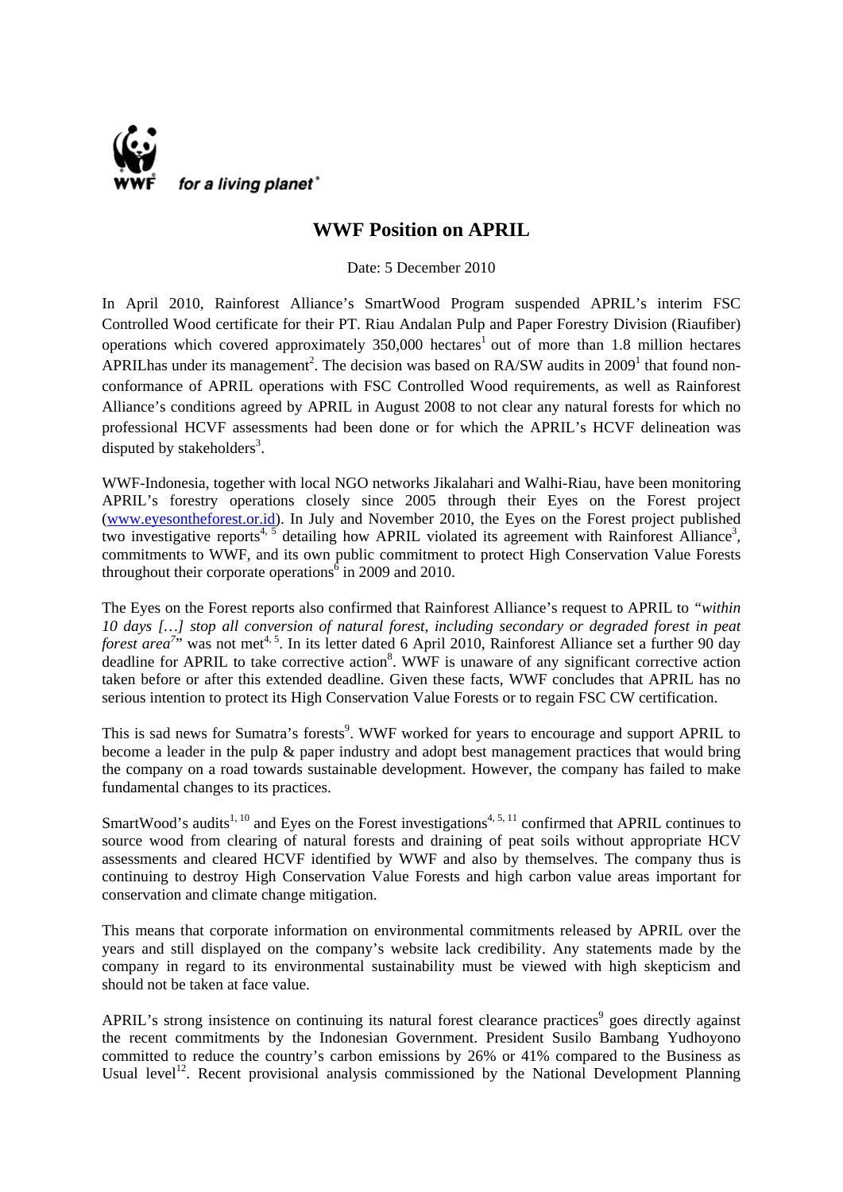for a living planet®

# WWF Position on APRIL

Date: 5 December 2010

In April 2010, Rainforest Alliance's SmartWood Program suspended APRIL's interim FSC Controlled Wood certificate for their PT. Riau Andalan Pulp and Paper Forestry Division (Riaufiber) operations which covered approximately 350,000 hectares[1] out of more than 1.8 million hectares APRILhas under its management[2]. The decision was based on RA/SW audits in 2009[1] that found non-conformance of APRIL operations with FSC Controlled Wood requirements, as well as Rainforest Alliance's conditions agreed by APRIL in August 2008 to not clear any natural forests for which no professional HCVF assessments had been done or for which the APRIL's HCVF delineation was disputed by stakeholders[3].

WWF-Indonesia, together with local NGO networks Jikalahari and Walhi-Riau, have been monitoring APRIL's forestry operations closely since 2005 through their Eyes on the Forest project (www.eyesontheforest.or.id). In July and November 2010, the Eyes on the Forest project published two investigative reports[4, 5] detailing how APRIL violated its agreement with Rainforest Alliance[3], commitments to WWF, and its own public commitment to protect High Conservation Value Forests throughout their corporate operations[6] in 2009 and 2010.

The Eyes on the Forest reports also confirmed that Rainforest Alliance's request to APRIL to *"within 10 days […] stop all conversion of natural forest, including secondary or degraded forest in peat forest area[7]"* was not met[4, 5]. In its letter dated 6 April 2010, Rainforest Alliance set a further 90 day deadline for APRIL to take corrective action[8]. WWF is unaware of any significant corrective action taken before or after this extended deadline. Given these facts, WWF concludes that APRIL has no serious intention to protect its High Conservation Value Forests or to regain FSC CW certification.

This is sad news for Sumatra's forests[9]. WWF worked for years to encourage and support APRIL to become a leader in the pulp & paper industry and adopt best management practices that would bring the company on a road towards sustainable development. However, the company has failed to make fundamental changes to its practices.

SmartWood's audits[1, 10] and Eyes on the Forest investigations[4, 5, 11] confirmed that APRIL continues to source wood from clearing of natural forests and draining of peat soils without appropriate HCV assessments and cleared HCVF identified by WWF and also by themselves. The company thus is continuing to destroy High Conservation Value Forests and high carbon value areas important for conservation and climate change mitigation.

This means that corporate information on environmental commitments released by APRIL over the years and still displayed on the company's website lack credibility. Any statements made by the company in regard to its environmental sustainability must be viewed with high skepticism and should not be taken at face value.

APRIL's strong insistence on continuing its natural forest clearance practices[9] goes directly against the recent commitments by the Indonesian Government. President Susilo Bambang Yudhoyono committed to reduce the country's carbon emissions by 26% or 41% compared to the Business as Usual level[12]. Recent provisional analysis commissioned by the National Development Planning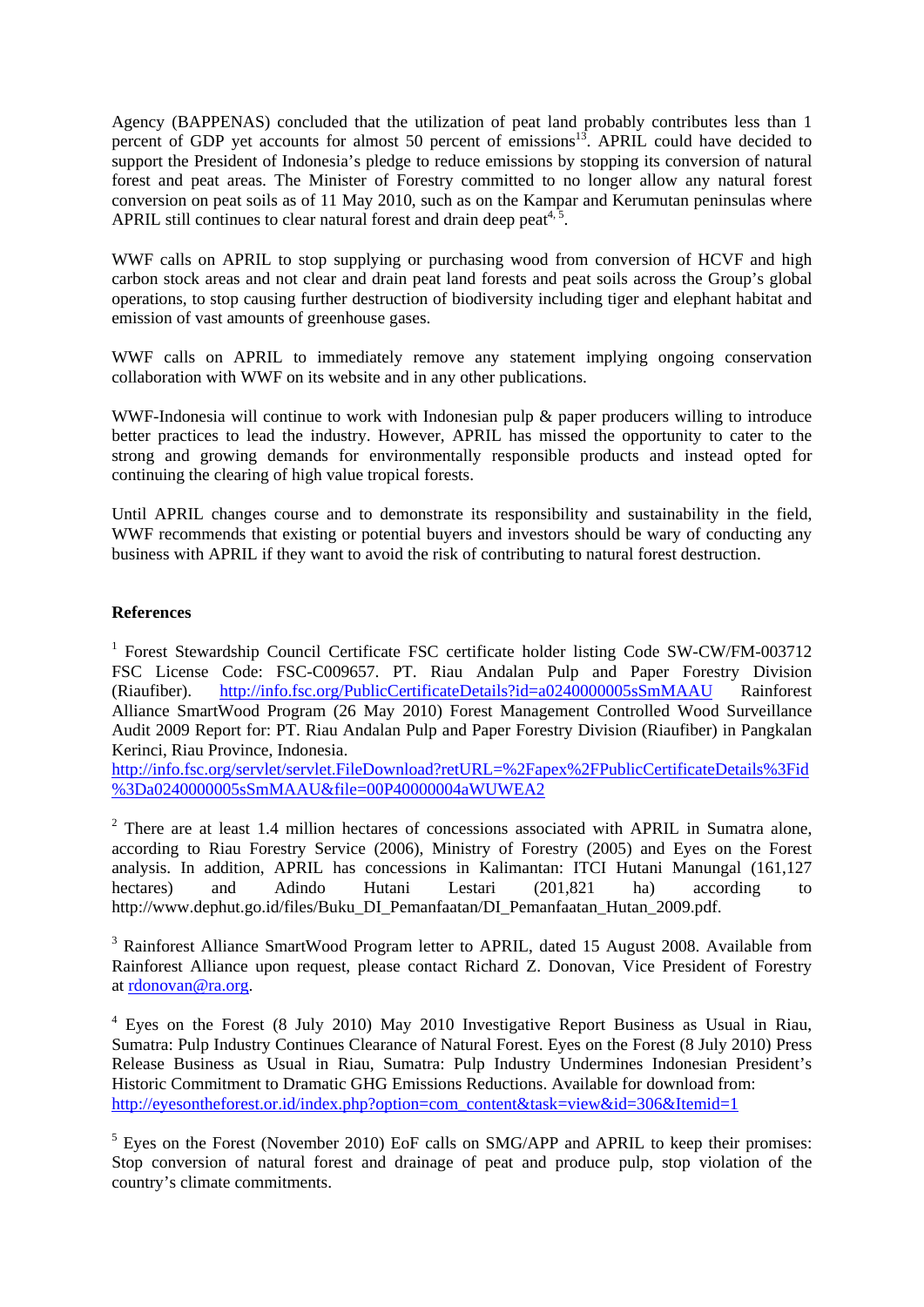Agency (BAPPENAS) concluded that the utilization of peat land probably contributes less than 1 percent of GDP yet accounts for almost 50 percent of emissions[13]. APRIL could have decided to support the President of Indonesia's pledge to reduce emissions by stopping its conversion of natural forest and peat areas. The Minister of Forestry committed to no longer allow any natural forest conversion on peat soils as of 11 May 2010, such as on the Kampar and Kerumutan peninsulas where APRIL still continues to clear natural forest and drain deep peat[4, 5].

WWF calls on APRIL to stop supplying or purchasing wood from conversion of HCVF and high carbon stock areas and not clear and drain peat land forests and peat soils across the Group's global operations, to stop causing further destruction of biodiversity including tiger and elephant habitat and emission of vast amounts of greenhouse gases.

WWF calls on APRIL to immediately remove any statement implying ongoing conservation collaboration with WWF on its website and in any other publications.

WWF-Indonesia will continue to work with Indonesian pulp & paper producers willing to introduce better practices to lead the industry. However, APRIL has missed the opportunity to cater to the strong and growing demands for environmentally responsible products and instead opted for continuing the clearing of high value tropical forests.

Until APRIL changes course and to demonstrate its responsibility and sustainability in the field, WWF recommends that existing or potential buyers and investors should be wary of conducting any business with APRIL if they want to avoid the risk of contributing to natural forest destruction.

**References**

[1] Forest Stewardship Council Certificate FSC certificate holder listing Code SW-CW/FM-003712 FSC License Code: FSC-C009657. PT. Riau Andalan Pulp and Paper Forestry Division (Riaufiber). http://info.fsc.org/PublicCertificateDetails?id=a0240000005sSmMAAU Rainforest Alliance SmartWood Program (26 May 2010) Forest Management Controlled Wood Surveillance Audit 2009 Report for: PT. Riau Andalan Pulp and Paper Forestry Division (Riaufiber) in Pangkalan Kerinci, Riau Province, Indonesia.
http://info.fsc.org/servlet/servlet.FileDownload?retURL=%2Fapex%2FPublicCertificateDetails%3Fid%3Da0240000005sSmMAAU&file=00P40000004aWUWEA2

[2] There are at least 1.4 million hectares of concessions associated with APRIL in Sumatra alone, according to Riau Forestry Service (2006), Ministry of Forestry (2005) and Eyes on the Forest analysis. In addition, APRIL has concessions in Kalimantan: ITCI Hutani Manungal (161,127 hectares) and Adindo Hutani Lestari (201,821 ha) according to http://www.dephut.go.id/files/Buku_DI_Pemanfaatan/DI_Pemanfaatan_Hutan_2009.pdf.

[3] Rainforest Alliance SmartWood Program letter to APRIL, dated 15 August 2008. Available from Rainforest Alliance upon request, please contact Richard Z. Donovan, Vice President of Forestry at rdonovan@ra.org.

[4] Eyes on the Forest (8 July 2010) May 2010 Investigative Report Business as Usual in Riau, Sumatra: Pulp Industry Continues Clearance of Natural Forest. Eyes on the Forest (8 July 2010) Press Release Business as Usual in Riau, Sumatra: Pulp Industry Undermines Indonesian President's Historic Commitment to Dramatic GHG Emissions Reductions. Available for download from:
http://eyesontheforest.or.id/index.php?option=com_content&task=view&id=306&Itemid=1

[5] Eyes on the Forest (November 2010) EoF calls on SMG/APP and APRIL to keep their promises: Stop conversion of natural forest and drainage of peat and produce pulp, stop violation of the country's climate commitments.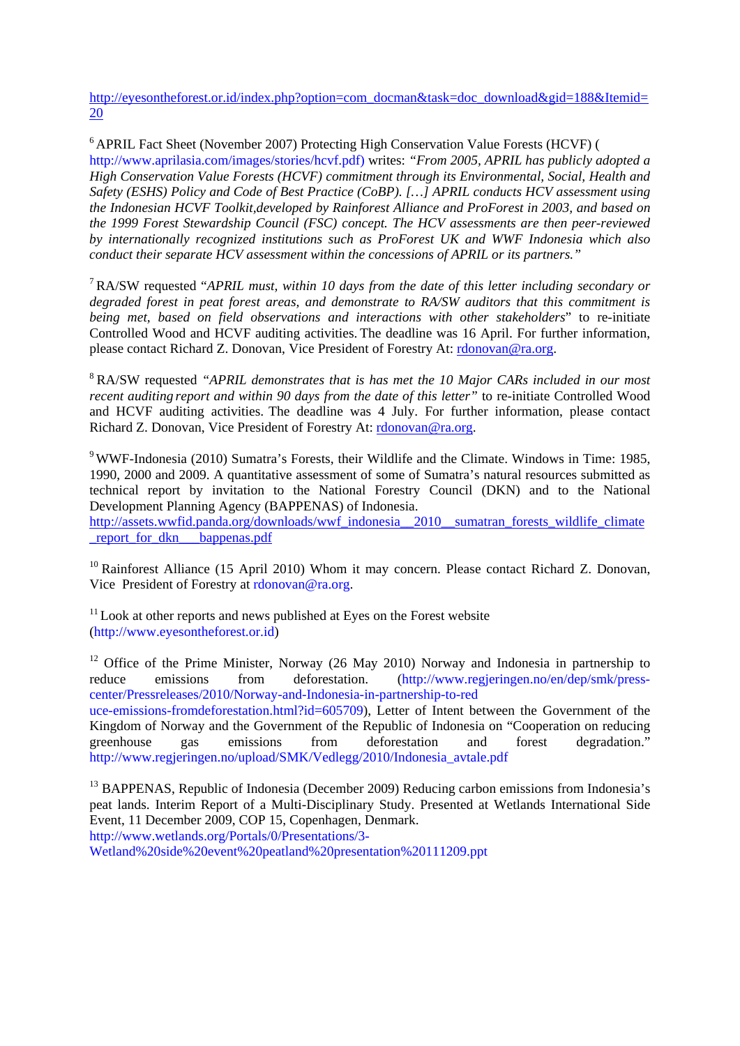http://eyesontheforest.or.id/index.php?option=com_docman&task=doc_download&gid=188&Itemid=20

[6] APRIL Fact Sheet (November 2007) Protecting High Conservation Value Forests (HCVF) ( http://www.aprilasia.com/images/stories/hcvf.pdf) writes: *"From 2005, APRIL has publicly adopted a High Conservation Value Forests (HCVF) commitment through its Environmental, Social, Health and Safety (ESHS) Policy and Code of Best Practice (CoBP). […] APRIL conducts HCV assessment using the Indonesian HCVF Toolkit,developed by Rainforest Alliance and ProForest in 2003, and based on the 1999 Forest Stewardship Council (FSC) concept. The HCV assessments are then peer-reviewed by internationally recognized institutions such as ProForest UK and WWF Indonesia which also conduct their separate HCV assessment within the concessions of APRIL or its partners."*

[7] RA/SW requested "*APRIL must, within 10 days from the date of this letter including secondary or degraded forest in peat forest areas, and demonstrate to RA/SW auditors that this commitment is being met, based on field observations and interactions with other stakeholders*" to re-initiate Controlled Wood and HCVF auditing activities. The deadline was 16 April. For further information, please contact Richard Z. Donovan, Vice President of Forestry At: rdonovan@ra.org.

[8] RA/SW requested *"APRIL demonstrates that is has met the 10 Major CARs included in our most recent auditing report and within 90 days from the date of this letter"* to re-initiate Controlled Wood and HCVF auditing activities. The deadline was 4 July. For further information, please contact Richard Z. Donovan, Vice President of Forestry At: rdonovan@ra.org.

[9] WWF-Indonesia (2010) Sumatra's Forests, their Wildlife and the Climate. Windows in Time: 1985, 1990, 2000 and 2009. A quantitative assessment of some of Sumatra's natural resources submitted as technical report by invitation to the National Forestry Council (DKN) and to the National Development Planning Agency (BAPPENAS) of Indonesia.
http://assets.wwfid.panda.org/downloads/wwf_indonesia__2010__sumatran_forests_wildlife_climate_report_for_dkn___bappenas.pdf

[10] Rainforest Alliance (15 April 2010) Whom it may concern. Please contact Richard Z. Donovan, Vice President of Forestry at rdonovan@ra.org.

[11] Look at other reports and news published at Eyes on the Forest website (http://www.eyesontheforest.or.id)

[12] Office of the Prime Minister, Norway (26 May 2010) Norway and Indonesia in partnership to reduce emissions from deforestation. (http://www.regjeringen.no/en/dep/smk/press-center/Pressreleases/2010/Norway-and-Indonesia-in-partnership-to-red uce-emissions-fromdeforestation.html?id=605709), Letter of Intent between the Government of the Kingdom of Norway and the Government of the Republic of Indonesia on "Cooperation on reducing greenhouse gas emissions from deforestation and forest degradation." http://www.regjeringen.no/upload/SMK/Vedlegg/2010/Indonesia_avtale.pdf

[13] BAPPENAS, Republic of Indonesia (December 2009) Reducing carbon emissions from Indonesia's peat lands. Interim Report of a Multi-Disciplinary Study. Presented at Wetlands International Side Event, 11 December 2009, COP 15, Copenhagen, Denmark.
http://www.wetlands.org/Portals/0/Presentations/3-Wetland%20side%20event%20peatland%20presentation%20111209.ppt